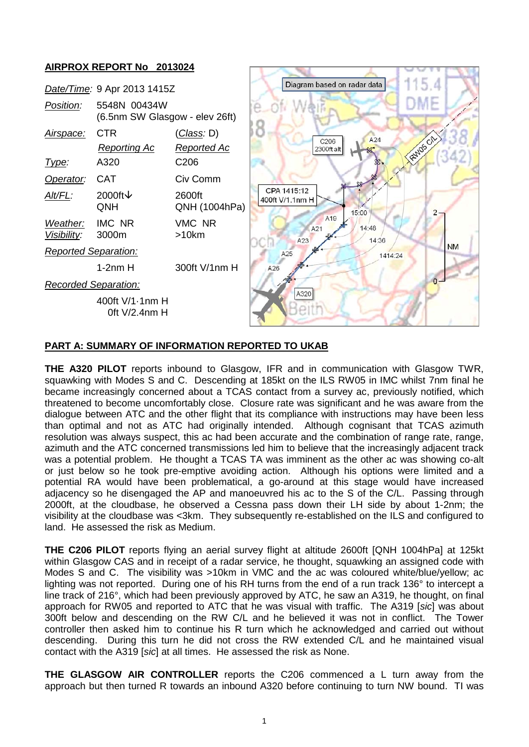## AIRPROX REPORT No 2013024

| | | |
|---|---|---|
| *Date/Time:* | 9 Apr 2013 1415Z | |
| *Position:* | 5548N 00434W (6.5nm SW Glasgow - elev 26ft) | |
| *Airspace:* | CTR | (*Class:* D) |
| | *Reporting Ac* | *Reported Ac* |
| *Type:* | A320 | C206 |
| *Operator:* | CAT | Civ Comm |
| *Alt/FL:* | 2000ft↓ QNH | 2600ft QNH (1004hPa) |
| *Weather:* | IMC NR | VMC NR |
| *Visibility:* | 3000m | >10km |
| *Reported Separation:* | | |
| | 1-2nm H | 300ft V/1nm H |
| *Recorded Separation:* | | |
| | 400ft V/1·1nm H<br>0ft V/2.4nm H | |

## PART A: SUMMARY OF INFORMATION REPORTED TO UKAB

**THE A320 PILOT** reports inbound to Glasgow, IFR and in communication with Glasgow TWR, squawking with Modes S and C. Descending at 185kt on the ILS RW05 in IMC whilst 7nm final he became increasingly concerned about a TCAS contact from a survey ac, previously notified, which threatened to become uncomfortably close. Closure rate was significant and he was aware from the dialogue between ATC and the other flight that its compliance with instructions may have been less than optimal and not as ATC had originally intended. Although cognisant that TCAS azimuth resolution was always suspect, this ac had been accurate and the combination of range rate, range, azimuth and the ATC concerned transmissions led him to believe that the increasingly adjacent track was a potential problem. He thought a TCAS TA was imminent as the other ac was showing co-alt or just below so he took pre-emptive avoiding action. Although his options were limited and a potential RA would have been problematical, a go-around at this stage would have increased adjacency so he disengaged the AP and manoeuvred his ac to the S of the C/L. Passing through 2000ft, at the cloudbase, he observed a Cessna pass down their LH side by about 1-2nm; the visibility at the cloudbase was <3km. They subsequently re-established on the ILS and configured to land. He assessed the risk as Medium.

**THE C206 PILOT** reports flying an aerial survey flight at altitude 2600ft [QNH 1004hPa] at 125kt within Glasgow CAS and in receipt of a radar service, he thought, squawking an assigned code with Modes S and C. The visibility was >10km in VMC and the ac was coloured white/blue/yellow; ac lighting was not reported. During one of his RH turns from the end of a run track 136° to intercept a line track of 216°, which had been previously approved by ATC, he saw an A319, he thought, on final approach for RW05 and reported to ATC that he was visual with traffic. The A319 [*sic*] was about 300ft below and descending on the RW C/L and he believed it was not in conflict. The Tower controller then asked him to continue his R turn which he acknowledged and carried out without descending. During this turn he did not cross the RW extended C/L and he maintained visual contact with the A319 [*sic*] at all times. He assessed the risk as None.

**THE GLASGOW AIR CONTROLLER** reports the C206 commenced a L turn away from the approach but then turned R towards an inbound A320 before continuing to turn NW bound. TI was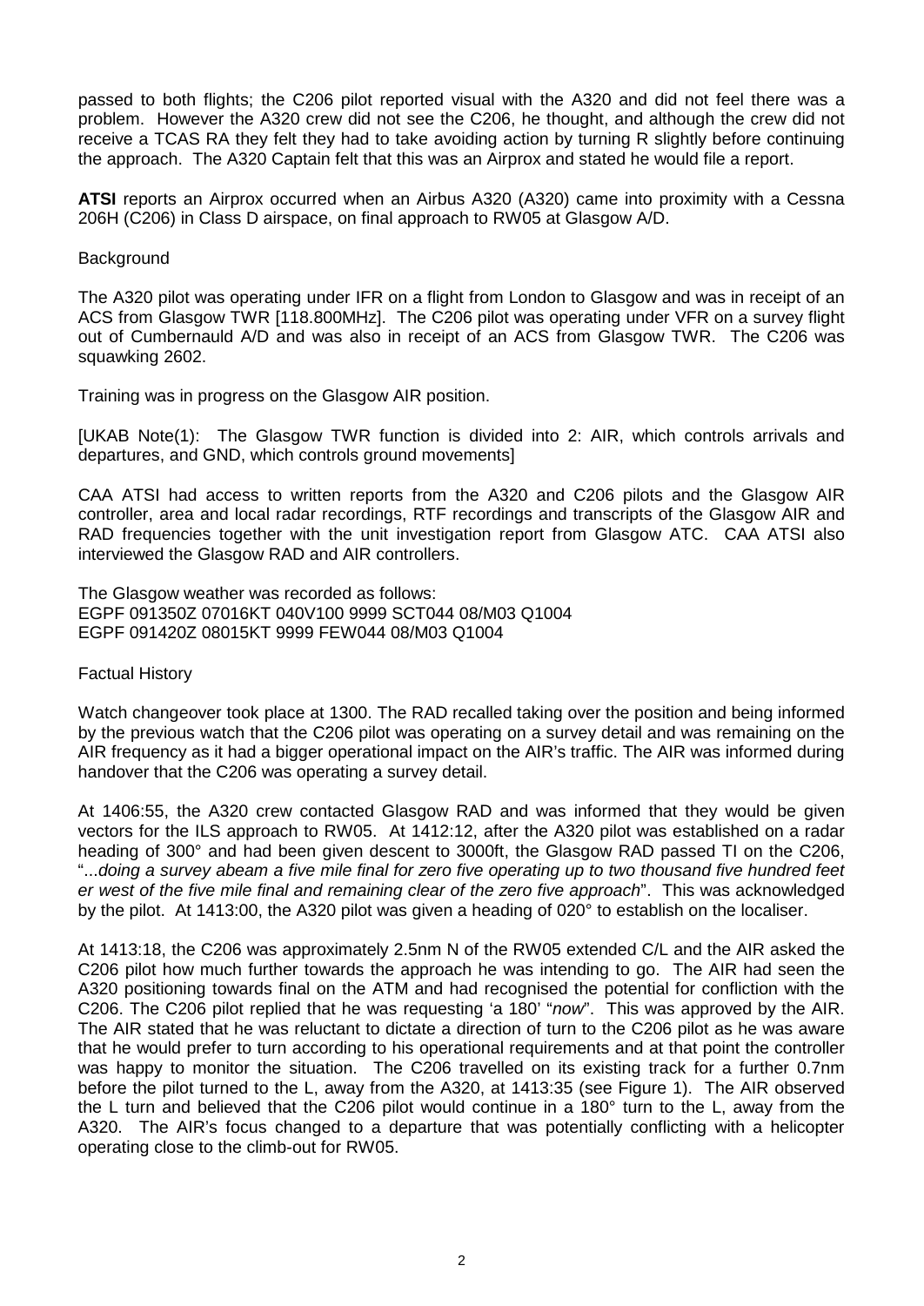passed to both flights; the C206 pilot reported visual with the A320 and did not feel there was a problem. However the A320 crew did not see the C206, he thought, and although the crew did not receive a TCAS RA they felt they had to take avoiding action by turning R slightly before continuing the approach. The A320 Captain felt that this was an Airprox and stated he would file a report.

**ATSI** reports an Airprox occurred when an Airbus A320 (A320) came into proximity with a Cessna 206H (C206) in Class D airspace, on final approach to RW05 at Glasgow A/D.

Background

The A320 pilot was operating under IFR on a flight from London to Glasgow and was in receipt of an ACS from Glasgow TWR [118.800MHz]. The C206 pilot was operating under VFR on a survey flight out of Cumbernauld A/D and was also in receipt of an ACS from Glasgow TWR. The C206 was squawking 2602.

Training was in progress on the Glasgow AIR position.

[UKAB Note(1): The Glasgow TWR function is divided into 2: AIR, which controls arrivals and departures, and GND, which controls ground movements]

CAA ATSI had access to written reports from the A320 and C206 pilots and the Glasgow AIR controller, area and local radar recordings, RTF recordings and transcripts of the Glasgow AIR and RAD frequencies together with the unit investigation report from Glasgow ATC. CAA ATSI also interviewed the Glasgow RAD and AIR controllers.

The Glasgow weather was recorded as follows:
EGPF 091350Z 07016KT 040V100 9999 SCT044 08/M03 Q1004
EGPF 091420Z 08015KT 9999 FEW044 08/M03 Q1004

Factual History

Watch changeover took place at 1300. The RAD recalled taking over the position and being informed by the previous watch that the C206 pilot was operating on a survey detail and was remaining on the AIR frequency as it had a bigger operational impact on the AIR's traffic. The AIR was informed during handover that the C206 was operating a survey detail.

At 1406:55, the A320 crew contacted Glasgow RAD and was informed that they would be given vectors for the ILS approach to RW05. At 1412:12, after the A320 pilot was established on a radar heading of 300° and had been given descent to 3000ft, the Glasgow RAD passed TI on the C206, "...*doing a survey abeam a five mile final for zero five operating up to two thousand five hundred feet er west of the five mile final and remaining clear of the zero five approach*". This was acknowledged by the pilot. At 1413:00, the A320 pilot was given a heading of 020° to establish on the localiser.

At 1413:18, the C206 was approximately 2.5nm N of the RW05 extended C/L and the AIR asked the C206 pilot how much further towards the approach he was intending to go. The AIR had seen the A320 positioning towards final on the ATM and had recognised the potential for confliction with the C206. The C206 pilot replied that he was requesting 'a 180' "*now*". This was approved by the AIR. The AIR stated that he was reluctant to dictate a direction of turn to the C206 pilot as he was aware that he would prefer to turn according to his operational requirements and at that point the controller was happy to monitor the situation. The C206 travelled on its existing track for a further 0.7nm before the pilot turned to the L, away from the A320, at 1413:35 (see Figure 1). The AIR observed the L turn and believed that the C206 pilot would continue in a 180° turn to the L, away from the A320. The AIR's focus changed to a departure that was potentially conflicting with a helicopter operating close to the climb-out for RW05.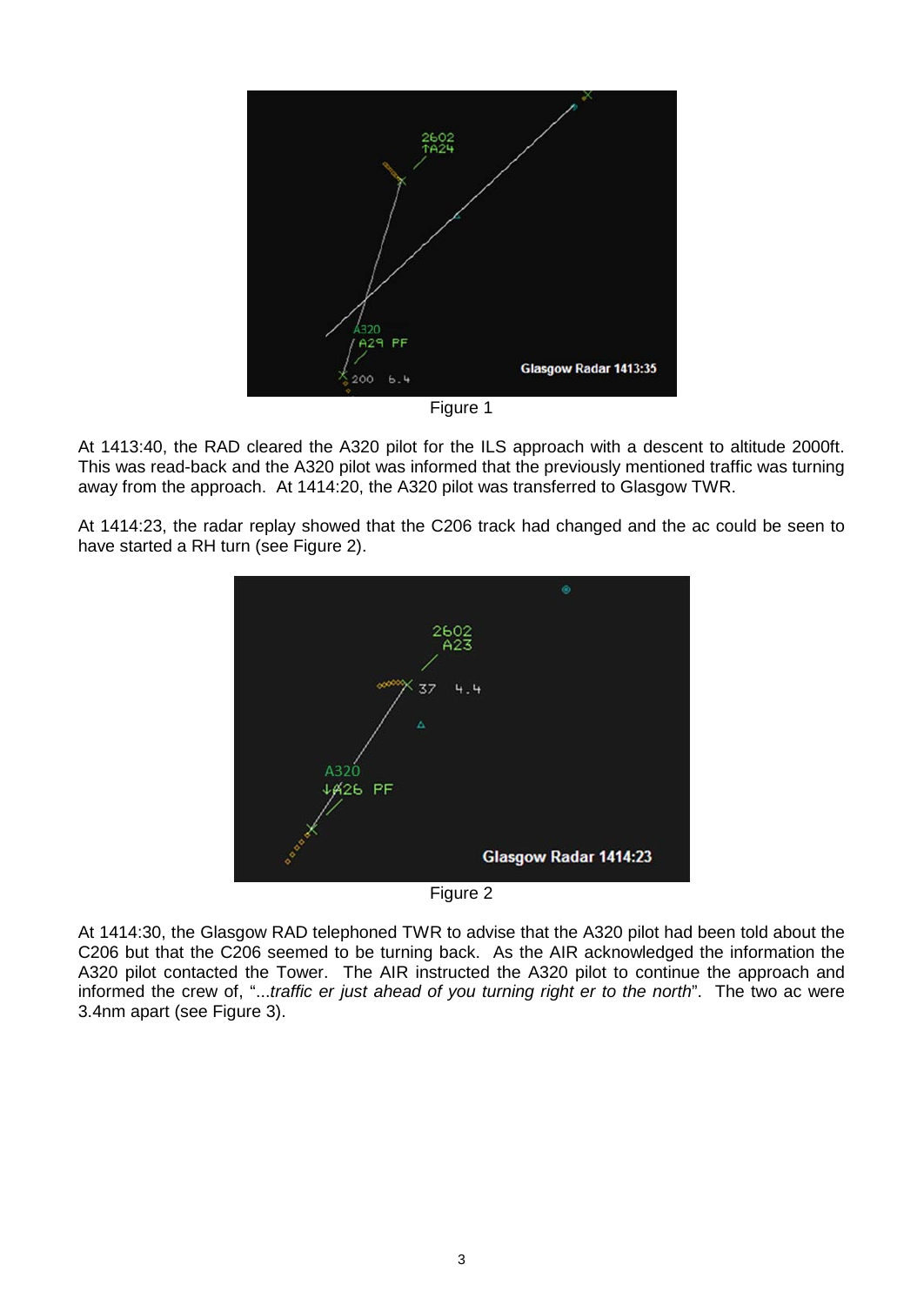Figure 1

At 1413:40, the RAD cleared the A320 pilot for the ILS approach with a descent to altitude 2000ft. This was read-back and the A320 pilot was informed that the previously mentioned traffic was turning away from the approach. At 1414:20, the A320 pilot was transferred to Glasgow TWR.

At 1414:23, the radar replay showed that the C206 track had changed and the ac could be seen to have started a RH turn (see Figure 2).

Figure 2

At 1414:30, the Glasgow RAD telephoned TWR to advise that the A320 pilot had been told about the C206 but that the C206 seemed to be turning back. As the AIR acknowledged the information the A320 pilot contacted the Tower. The AIR instructed the A320 pilot to continue the approach and informed the crew of, "...*traffic er just ahead of you turning right er to the north*". The two ac were 3.4nm apart (see Figure 3).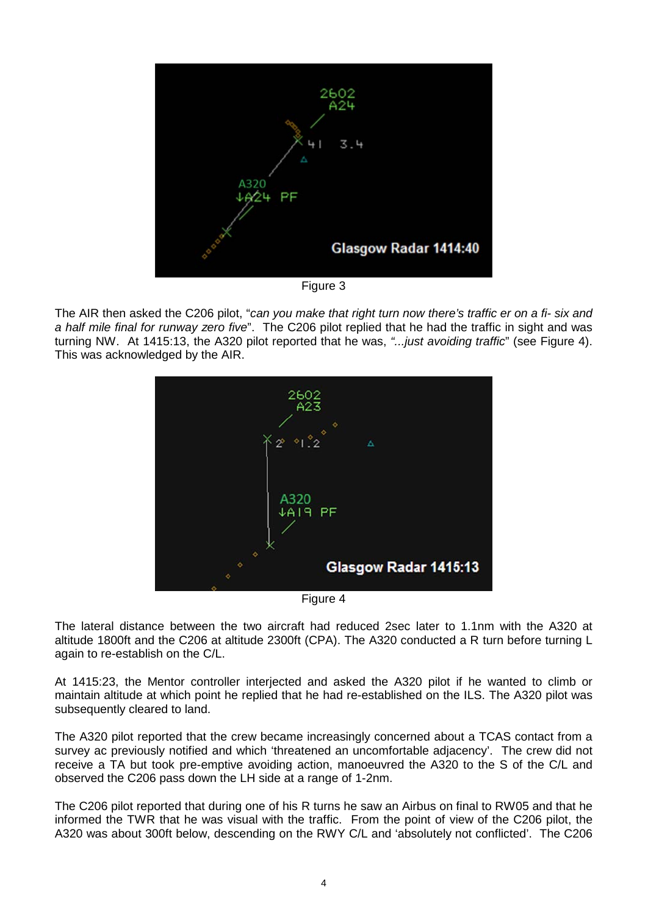Figure 3

The AIR then asked the C206 pilot, "*can you make that right turn now there's traffic er on a fi- six and a half mile final for runway zero five*". The C206 pilot replied that he had the traffic in sight and was turning NW. At 1415:13, the A320 pilot reported that he was, *"...just avoiding traffic*" (see Figure 4). This was acknowledged by the AIR.

Figure 4

The lateral distance between the two aircraft had reduced 2sec later to 1.1nm with the A320 at altitude 1800ft and the C206 at altitude 2300ft (CPA). The A320 conducted a R turn before turning L again to re-establish on the C/L.

At 1415:23, the Mentor controller interjected and asked the A320 pilot if he wanted to climb or maintain altitude at which point he replied that he had re-established on the ILS. The A320 pilot was subsequently cleared to land.

The A320 pilot reported that the crew became increasingly concerned about a TCAS contact from a survey ac previously notified and which 'threatened an uncomfortable adjacency'. The crew did not receive a TA but took pre-emptive avoiding action, manoeuvred the A320 to the S of the C/L and observed the C206 pass down the LH side at a range of 1-2nm.

The C206 pilot reported that during one of his R turns he saw an Airbus on final to RW05 and that he informed the TWR that he was visual with the traffic. From the point of view of the C206 pilot, the A320 was about 300ft below, descending on the RWY C/L and 'absolutely not conflicted'. The C206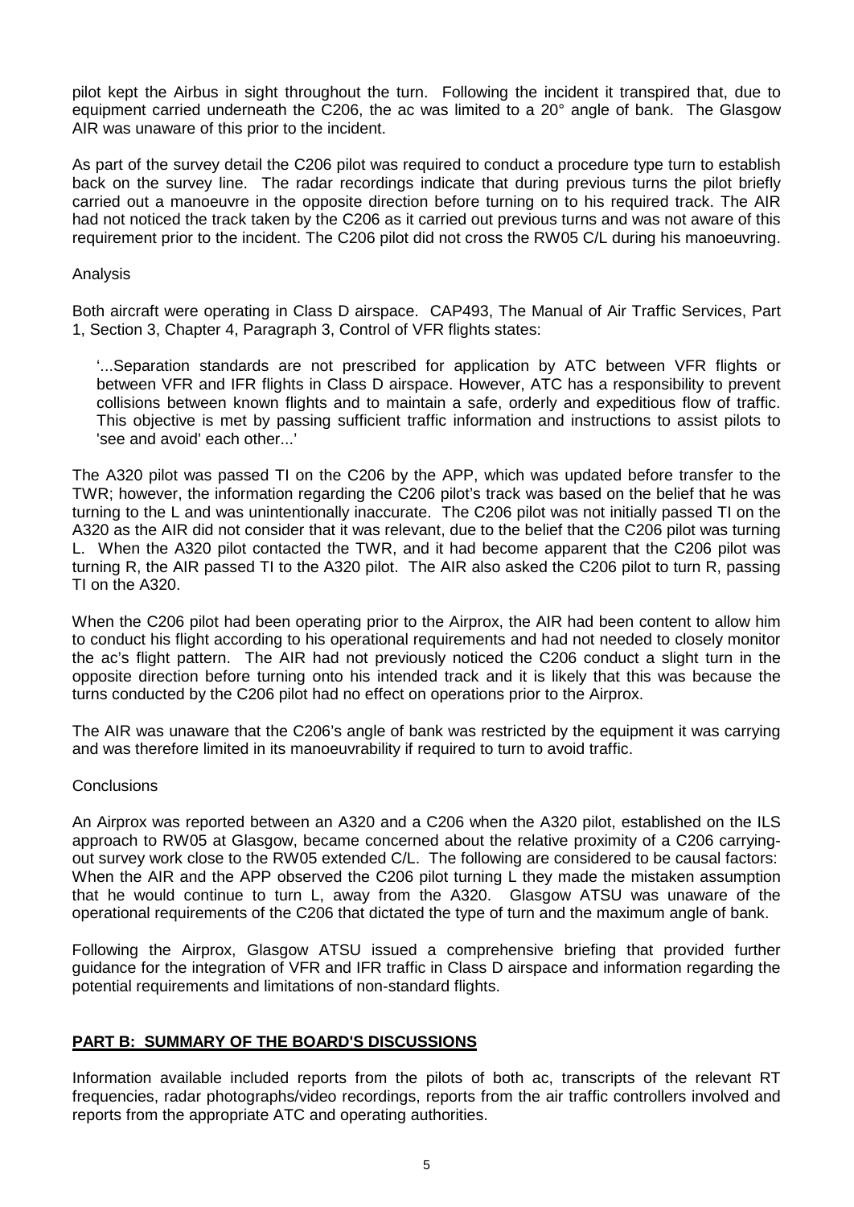pilot kept the Airbus in sight throughout the turn. Following the incident it transpired that, due to equipment carried underneath the C206, the ac was limited to a 20° angle of bank. The Glasgow AIR was unaware of this prior to the incident.

As part of the survey detail the C206 pilot was required to conduct a procedure type turn to establish back on the survey line. The radar recordings indicate that during previous turns the pilot briefly carried out a manoeuvre in the opposite direction before turning on to his required track. The AIR had not noticed the track taken by the C206 as it carried out previous turns and was not aware of this requirement prior to the incident. The C206 pilot did not cross the RW05 C/L during his manoeuvring.

Analysis

Both aircraft were operating in Class D airspace. CAP493, The Manual of Air Traffic Services, Part 1, Section 3, Chapter 4, Paragraph 3, Control of VFR flights states:

> '...Separation standards are not prescribed for application by ATC between VFR flights or between VFR and IFR flights in Class D airspace. However, ATC has a responsibility to prevent collisions between known flights and to maintain a safe, orderly and expeditious flow of traffic. This objective is met by passing sufficient traffic information and instructions to assist pilots to 'see and avoid' each other...'

The A320 pilot was passed TI on the C206 by the APP, which was updated before transfer to the TWR; however, the information regarding the C206 pilot's track was based on the belief that he was turning to the L and was unintentionally inaccurate. The C206 pilot was not initially passed TI on the A320 as the AIR did not consider that it was relevant, due to the belief that the C206 pilot was turning L. When the A320 pilot contacted the TWR, and it had become apparent that the C206 pilot was turning R, the AIR passed TI to the A320 pilot. The AIR also asked the C206 pilot to turn R, passing TI on the A320.

When the C206 pilot had been operating prior to the Airprox, the AIR had been content to allow him to conduct his flight according to his operational requirements and had not needed to closely monitor the ac's flight pattern. The AIR had not previously noticed the C206 conduct a slight turn in the opposite direction before turning onto his intended track and it is likely that this was because the turns conducted by the C206 pilot had no effect on operations prior to the Airprox.

The AIR was unaware that the C206's angle of bank was restricted by the equipment it was carrying and was therefore limited in its manoeuvrability if required to turn to avoid traffic.

Conclusions

An Airprox was reported between an A320 and a C206 when the A320 pilot, established on the ILS approach to RW05 at Glasgow, became concerned about the relative proximity of a C206 carrying-out survey work close to the RW05 extended C/L. The following are considered to be causal factors: When the AIR and the APP observed the C206 pilot turning L they made the mistaken assumption that he would continue to turn L, away from the A320. Glasgow ATSU was unaware of the operational requirements of the C206 that dictated the type of turn and the maximum angle of bank.

Following the Airprox, Glasgow ATSU issued a comprehensive briefing that provided further guidance for the integration of VFR and IFR traffic in Class D airspace and information regarding the potential requirements and limitations of non-standard flights.

## PART B: SUMMARY OF THE BOARD'S DISCUSSIONS

Information available included reports from the pilots of both ac, transcripts of the relevant RT frequencies, radar photographs/video recordings, reports from the air traffic controllers involved and reports from the appropriate ATC and operating authorities.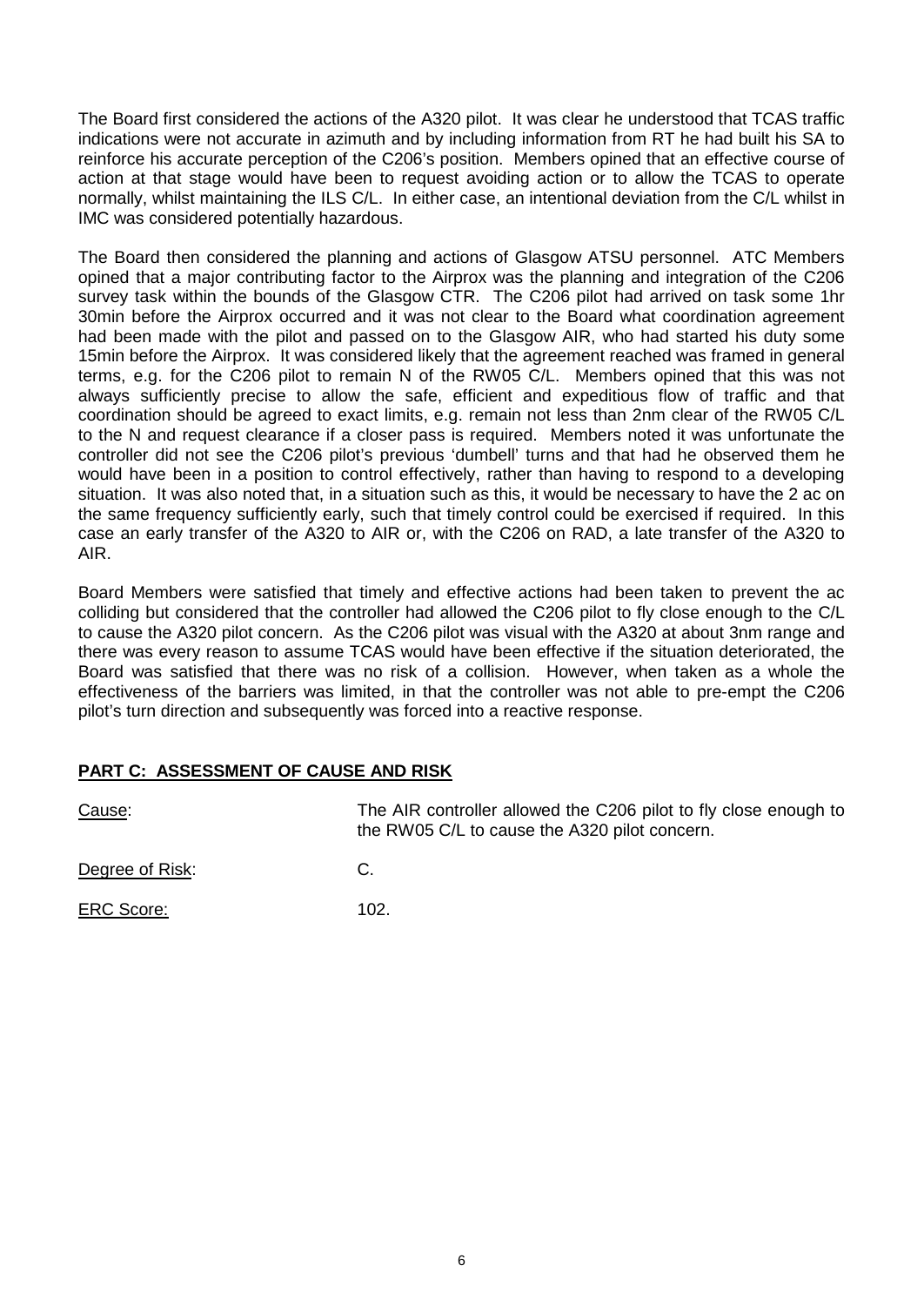The Board first considered the actions of the A320 pilot. It was clear he understood that TCAS traffic indications were not accurate in azimuth and by including information from RT he had built his SA to reinforce his accurate perception of the C206's position. Members opined that an effective course of action at that stage would have been to request avoiding action or to allow the TCAS to operate normally, whilst maintaining the ILS C/L. In either case, an intentional deviation from the C/L whilst in IMC was considered potentially hazardous.

The Board then considered the planning and actions of Glasgow ATSU personnel. ATC Members opined that a major contributing factor to the Airprox was the planning and integration of the C206 survey task within the bounds of the Glasgow CTR. The C206 pilot had arrived on task some 1hr 30min before the Airprox occurred and it was not clear to the Board what coordination agreement had been made with the pilot and passed on to the Glasgow AIR, who had started his duty some 15min before the Airprox. It was considered likely that the agreement reached was framed in general terms, e.g. for the C206 pilot to remain N of the RW05 C/L. Members opined that this was not always sufficiently precise to allow the safe, efficient and expeditious flow of traffic and that coordination should be agreed to exact limits, e.g. remain not less than 2nm clear of the RW05 C/L to the N and request clearance if a closer pass is required. Members noted it was unfortunate the controller did not see the C206 pilot's previous 'dumbell' turns and that had he observed them he would have been in a position to control effectively, rather than having to respond to a developing situation. It was also noted that, in a situation such as this, it would be necessary to have the 2 ac on the same frequency sufficiently early, such that timely control could be exercised if required. In this case an early transfer of the A320 to AIR or, with the C206 on RAD, a late transfer of the A320 to AIR.

Board Members were satisfied that timely and effective actions had been taken to prevent the ac colliding but considered that the controller had allowed the C206 pilot to fly close enough to the C/L to cause the A320 pilot concern. As the C206 pilot was visual with the A320 at about 3nm range and there was every reason to assume TCAS would have been effective if the situation deteriorated, the Board was satisfied that there was no risk of a collision. However, when taken as a whole the effectiveness of the barriers was limited, in that the controller was not able to pre-empt the C206 pilot's turn direction and subsequently was forced into a reactive response.

## PART C: ASSESSMENT OF CAUSE AND RISK

Cause: The AIR controller allowed the C206 pilot to fly close enough to the RW05 C/L to cause the A320 pilot concern.

Degree of Risk: C.

ERC Score: 102.